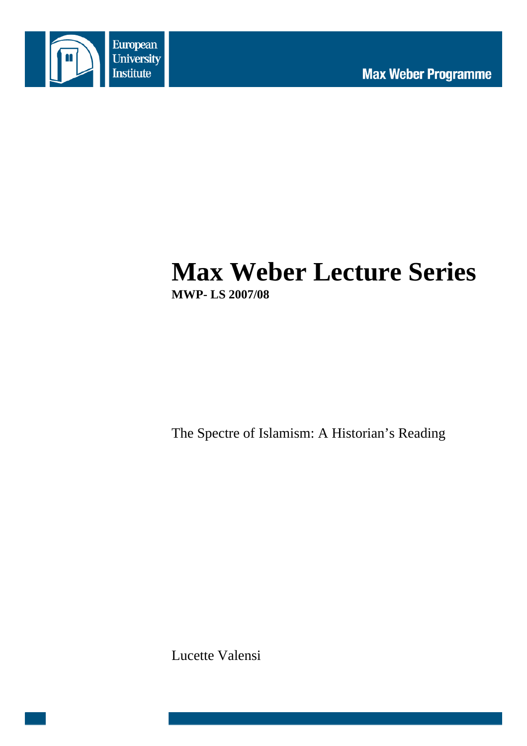European University Institute

Max Weber Programme

# Max Weber Lecture Series

**MWP- LS 2007/08**

The Spectre of Islamism: A Historian's Reading

Lucette Valensi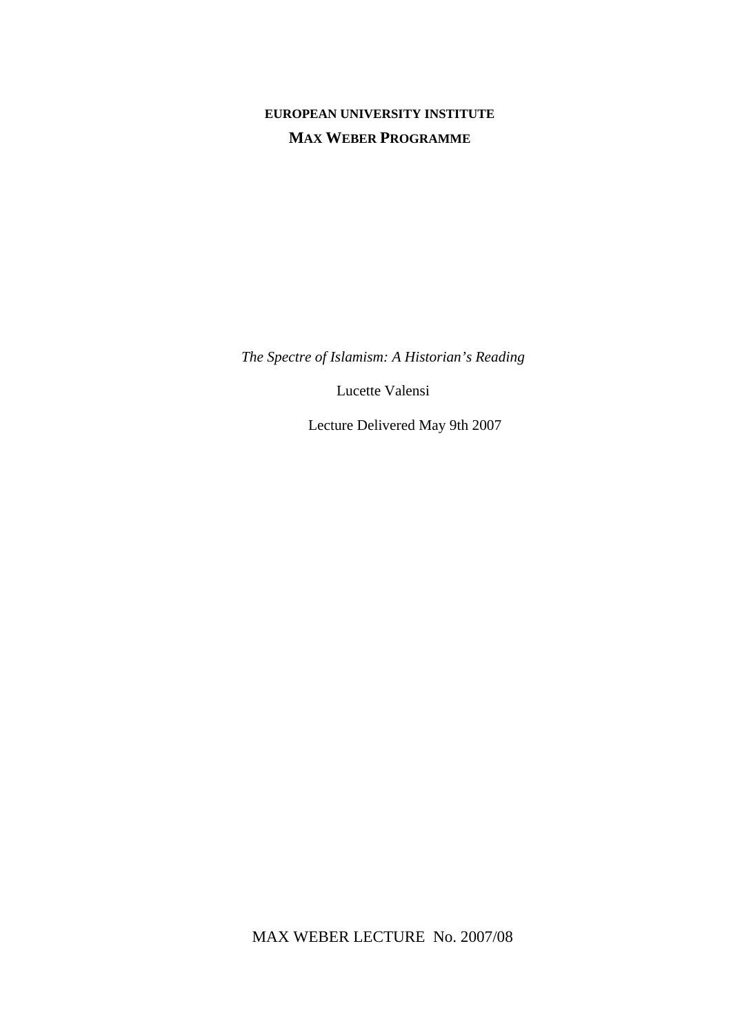**EUROPEAN UNIVERSITY INSTITUTE**

**MAX WEBER PROGRAMME**

*The Spectre of Islamism: A Historian's Reading*

Lucette Valensi

Lecture Delivered May 9th 2007

MAX WEBER LECTURE No. 2007/08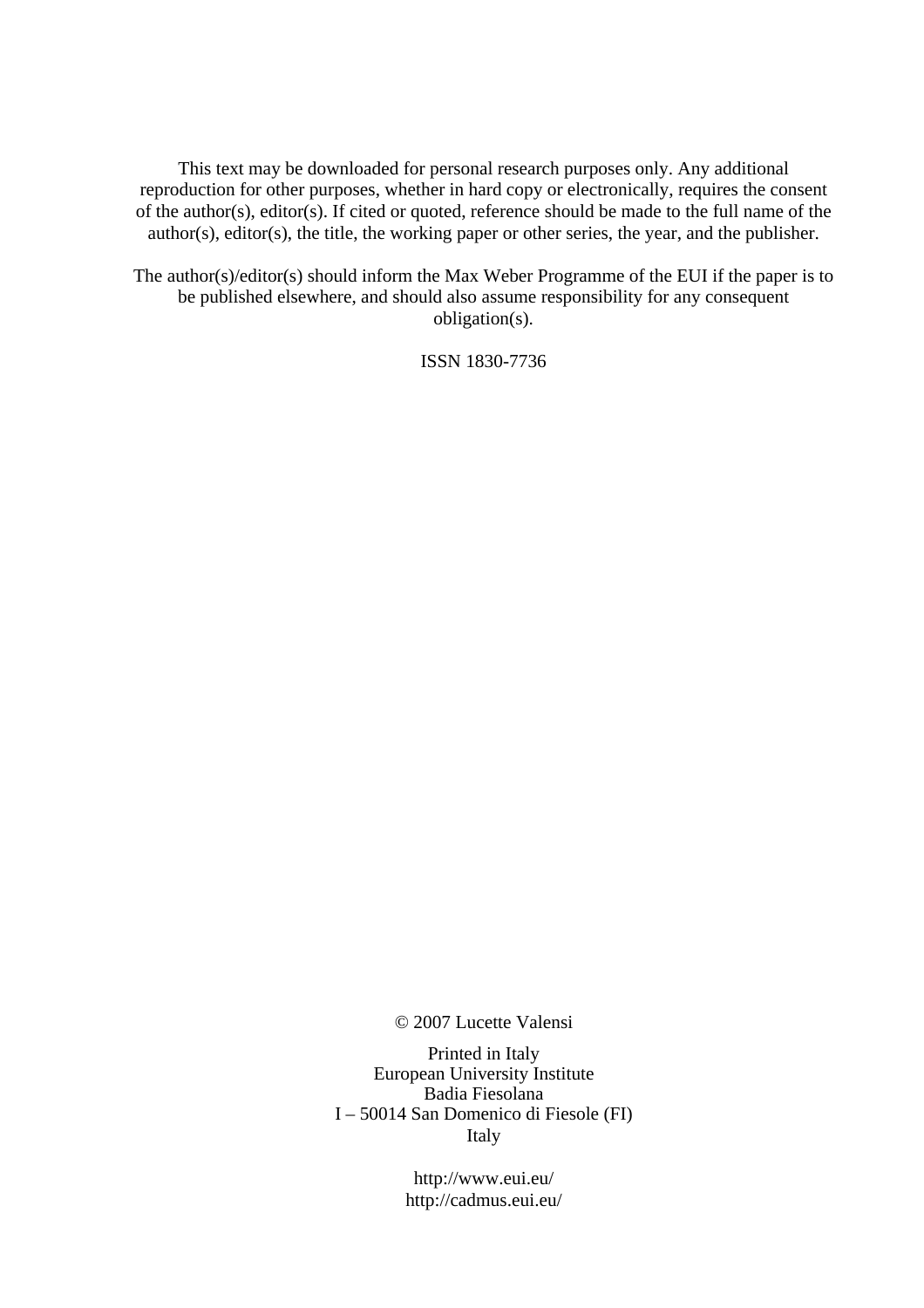This text may be downloaded for personal research purposes only. Any additional reproduction for other purposes, whether in hard copy or electronically, requires the consent of the author(s), editor(s). If cited or quoted, reference should be made to the full name of the author(s), editor(s), the title, the working paper or other series, the year, and the publisher.

The author(s)/editor(s) should inform the Max Weber Programme of the EUI if the paper is to be published elsewhere, and should also assume responsibility for any consequent obligation(s).

ISSN 1830-7736

© 2007 Lucette Valensi

Printed in Italy
European University Institute
Badia Fiesolana
I – 50014 San Domenico di Fiesole (FI)
Italy

http://www.eui.eu/
http://cadmus.eui.eu/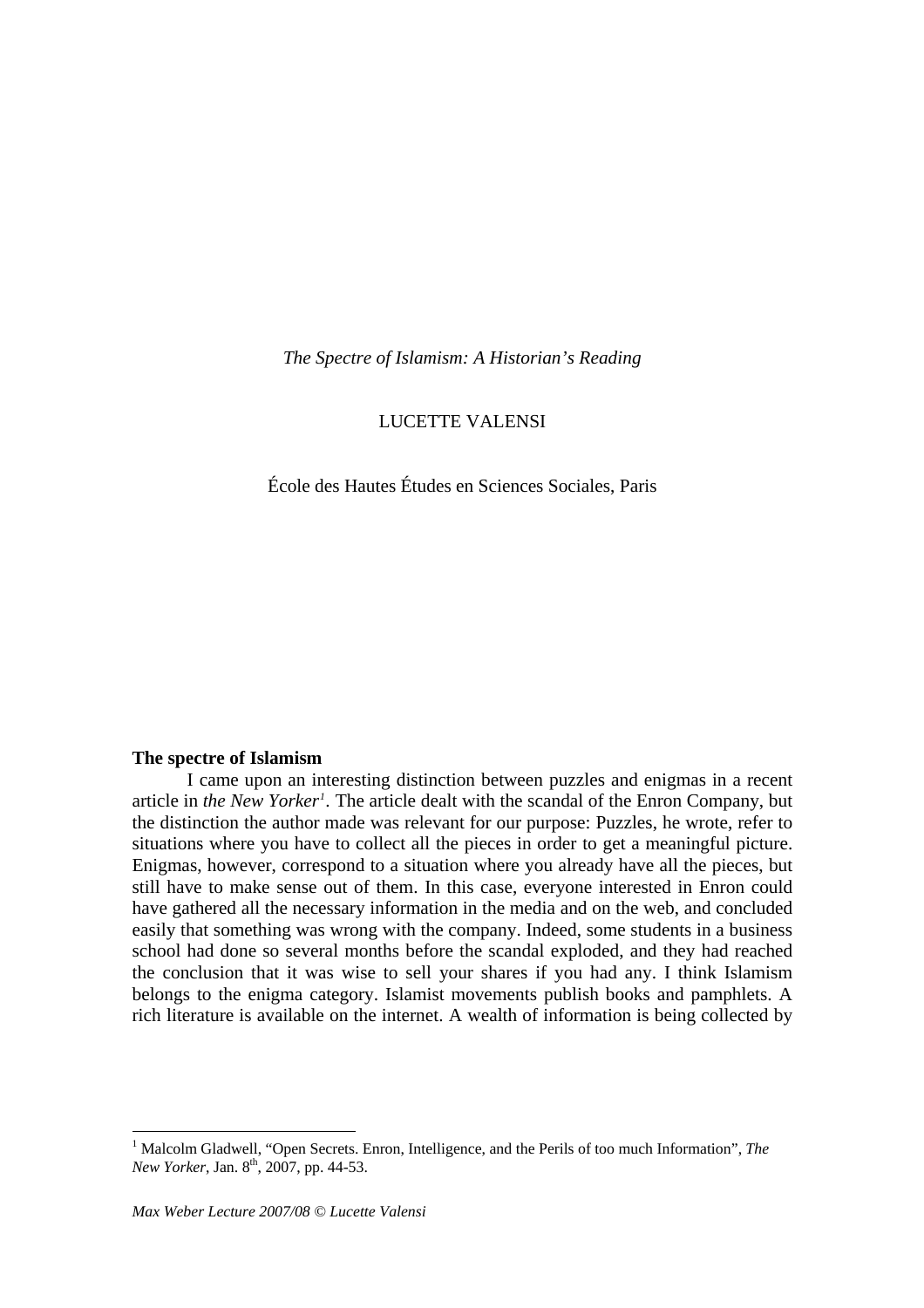*The Spectre of Islamism: A Historian's Reading*

LUCETTE VALENSI

École des Hautes Études en Sciences Sociales, Paris

**The spectre of Islamism**

I came upon an interesting distinction between puzzles and enigmas in a recent article in *the New Yorker*[1]. The article dealt with the scandal of the Enron Company, but the distinction the author made was relevant for our purpose: Puzzles, he wrote, refer to situations where you have to collect all the pieces in order to get a meaningful picture. Enigmas, however, correspond to a situation where you already have all the pieces, but still have to make sense out of them. In this case, everyone interested in Enron could have gathered all the necessary information in the media and on the web, and concluded easily that something was wrong with the company. Indeed, some students in a business school had done so several months before the scandal exploded, and they had reached the conclusion that it was wise to sell your shares if you had any. I think Islamism belongs to the enigma category. Islamist movements publish books and pamphlets. A rich literature is available on the internet. A wealth of information is being collected by

[1] Malcolm Gladwell, "Open Secrets. Enron, Intelligence, and the Perils of too much Information", *The New Yorker*, Jan. 8th, 2007, pp. 44-53.

*Max Weber Lecture 2007/08 © Lucette Valensi*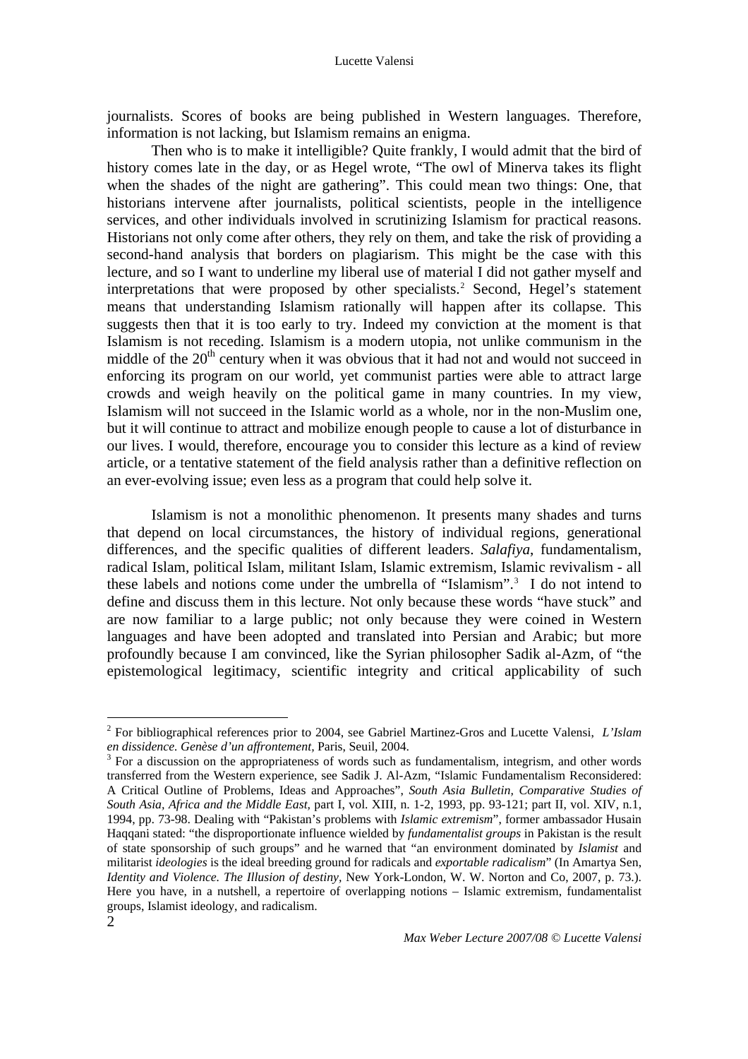journalists. Scores of books are being published in Western languages. Therefore, information is not lacking, but Islamism remains an enigma.

Then who is to make it intelligible? Quite frankly, I would admit that the bird of history comes late in the day, or as Hegel wrote, "The owl of Minerva takes its flight when the shades of the night are gathering". This could mean two things: One, that historians intervene after journalists, political scientists, people in the intelligence services, and other individuals involved in scrutinizing Islamism for practical reasons. Historians not only come after others, they rely on them, and take the risk of providing a second-hand analysis that borders on plagiarism. This might be the case with this lecture, and so I want to underline my liberal use of material I did not gather myself and interpretations that were proposed by other specialists.[2] Second, Hegel's statement means that understanding Islamism rationally will happen after its collapse. This suggests then that it is too early to try. Indeed my conviction at the moment is that Islamism is not receding. Islamism is a modern utopia, not unlike communism in the middle of the 20th century when it was obvious that it had not and would not succeed in enforcing its program on our world, yet communist parties were able to attract large crowds and weigh heavily on the political game in many countries. In my view, Islamism will not succeed in the Islamic world as a whole, nor in the non-Muslim one, but it will continue to attract and mobilize enough people to cause a lot of disturbance in our lives. I would, therefore, encourage you to consider this lecture as a kind of review article, or a tentative statement of the field analysis rather than a definitive reflection on an ever-evolving issue; even less as a program that could help solve it.

Islamism is not a monolithic phenomenon. It presents many shades and turns that depend on local circumstances, the history of individual regions, generational differences, and the specific qualities of different leaders. *Salafiya*, fundamentalism, radical Islam, political Islam, militant Islam, Islamic extremism, Islamic revivalism - all these labels and notions come under the umbrella of "Islamism".[3] I do not intend to define and discuss them in this lecture. Not only because these words "have stuck" and are now familiar to a large public; not only because they were coined in Western languages and have been adopted and translated into Persian and Arabic; but more profoundly because I am convinced, like the Syrian philosopher Sadik al-Azm, of "the epistemological legitimacy, scientific integrity and critical applicability of such

---

[2] For bibliographical references prior to 2004, see Gabriel Martinez-Gros and Lucette Valensi, *L'Islam en dissidence. Genèse d'un affrontement,* Paris, Seuil, 2004.

[3] For a discussion on the appropriateness of words such as fundamentalism, integrism, and other words transferred from the Western experience, see Sadik J. Al-Azm, "Islamic Fundamentalism Reconsidered: A Critical Outline of Problems, Ideas and Approaches", *South Asia Bulletin, Comparative Studies of South Asia, Africa and the Middle East,* part I, vol. XIII, n. 1-2, 1993, pp. 93-121; part II, vol. XIV, n.1, 1994, pp. 73-98. Dealing with "Pakistan's problems with *Islamic extremism*", former ambassador Husain Haqqani stated: "the disproportionate influence wielded by *fundamentalist groups* in Pakistan is the result of state sponsorship of such groups" and he warned that "an environment dominated by *Islamist* and militarist *ideologies* is the ideal breeding ground for radicals and *exportable radicalism*" (In Amartya Sen, *Identity and Violence. The Illusion of destiny,* New York-London, W. W. Norton and Co, 2007, p. 73.). Here you have, in a nutshell, a repertoire of overlapping notions – Islamic extremism, fundamentalist groups, Islamist ideology, and radicalism.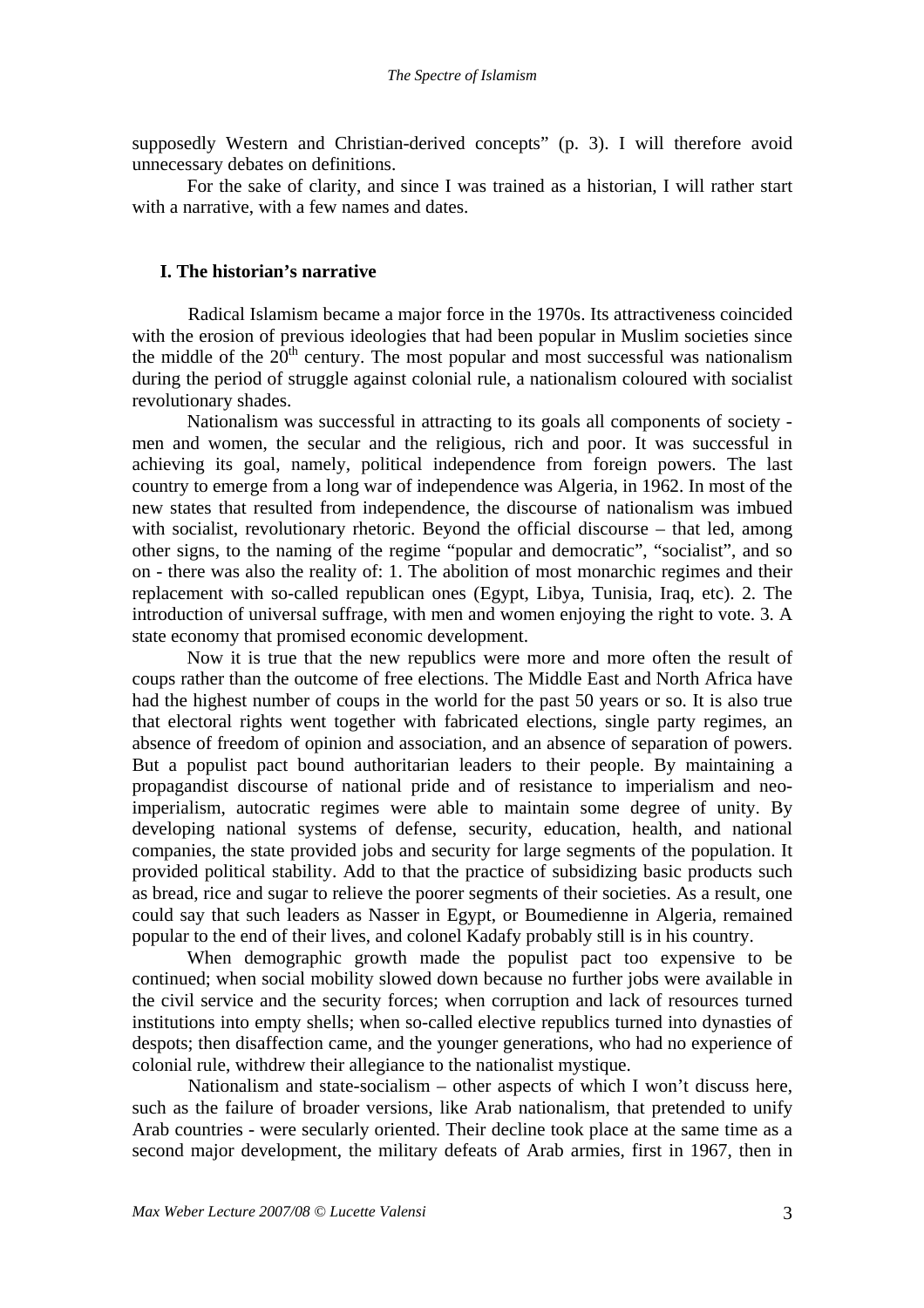supposedly Western and Christian-derived concepts" (p. 3). I will therefore avoid unnecessary debates on definitions.

For the sake of clarity, and since I was trained as a historian, I will rather start with a narrative, with a few names and dates.

## I. The historian's narrative

Radical Islamism became a major force in the 1970s. Its attractiveness coincided with the erosion of previous ideologies that had been popular in Muslim societies since the middle of the 20th century. The most popular and most successful was nationalism during the period of struggle against colonial rule, a nationalism coloured with socialist revolutionary shades.

Nationalism was successful in attracting to its goals all components of society - men and women, the secular and the religious, rich and poor. It was successful in achieving its goal, namely, political independence from foreign powers. The last country to emerge from a long war of independence was Algeria, in 1962. In most of the new states that resulted from independence, the discourse of nationalism was imbued with socialist, revolutionary rhetoric. Beyond the official discourse – that led, among other signs, to the naming of the regime "popular and democratic", "socialist", and so on - there was also the reality of: 1. The abolition of most monarchic regimes and their replacement with so-called republican ones (Egypt, Libya, Tunisia, Iraq, etc). 2. The introduction of universal suffrage, with men and women enjoying the right to vote. 3. A state economy that promised economic development.

Now it is true that the new republics were more and more often the result of coups rather than the outcome of free elections. The Middle East and North Africa have had the highest number of coups in the world for the past 50 years or so. It is also true that electoral rights went together with fabricated elections, single party regimes, an absence of freedom of opinion and association, and an absence of separation of powers. But a populist pact bound authoritarian leaders to their people. By maintaining a propagandist discourse of national pride and of resistance to imperialism and neo-imperialism, autocratic regimes were able to maintain some degree of unity. By developing national systems of defense, security, education, health, and national companies, the state provided jobs and security for large segments of the population. It provided political stability. Add to that the practice of subsidizing basic products such as bread, rice and sugar to relieve the poorer segments of their societies. As a result, one could say that such leaders as Nasser in Egypt, or Boumedienne in Algeria, remained popular to the end of their lives, and colonel Kadafy probably still is in his country.

When demographic growth made the populist pact too expensive to be continued; when social mobility slowed down because no further jobs were available in the civil service and the security forces; when corruption and lack of resources turned institutions into empty shells; when so-called elective republics turned into dynasties of despots; then disaffection came, and the younger generations, who had no experience of colonial rule, withdrew their allegiance to the nationalist mystique.

Nationalism and state-socialism – other aspects of which I won't discuss here, such as the failure of broader versions, like Arab nationalism, that pretended to unify Arab countries - were secularly oriented. Their decline took place at the same time as a second major development, the military defeats of Arab armies, first in 1967, then in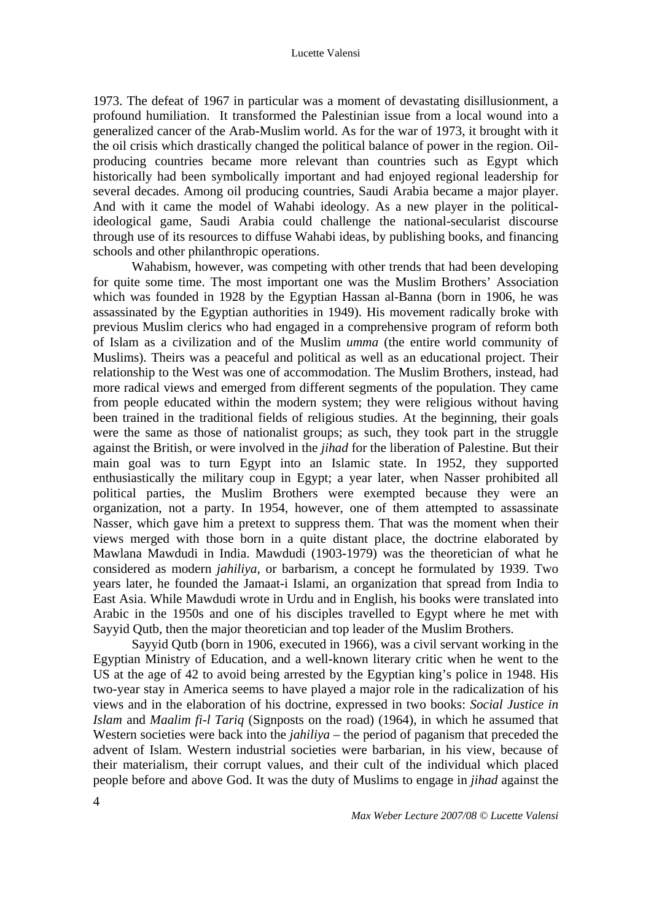1973. The defeat of 1967 in particular was a moment of devastating disillusionment, a profound humiliation. It transformed the Palestinian issue from a local wound into a generalized cancer of the Arab-Muslim world. As for the war of 1973, it brought with it the oil crisis which drastically changed the political balance of power in the region. Oil-producing countries became more relevant than countries such as Egypt which historically had been symbolically important and had enjoyed regional leadership for several decades. Among oil producing countries, Saudi Arabia became a major player. And with it came the model of Wahabi ideology. As a new player in the political-ideological game, Saudi Arabia could challenge the national-secularist discourse through use of its resources to diffuse Wahabi ideas, by publishing books, and financing schools and other philanthropic operations.

Wahabism, however, was competing with other trends that had been developing for quite some time. The most important one was the Muslim Brothers' Association which was founded in 1928 by the Egyptian Hassan al-Banna (born in 1906, he was assassinated by the Egyptian authorities in 1949). His movement radically broke with previous Muslim clerics who had engaged in a comprehensive program of reform both of Islam as a civilization and of the Muslim *umma* (the entire world community of Muslims). Theirs was a peaceful and political as well as an educational project. Their relationship to the West was one of accommodation. The Muslim Brothers, instead, had more radical views and emerged from different segments of the population. They came from people educated within the modern system; they were religious without having been trained in the traditional fields of religious studies. At the beginning, their goals were the same as those of nationalist groups; as such, they took part in the struggle against the British, or were involved in the *jihad* for the liberation of Palestine. But their main goal was to turn Egypt into an Islamic state. In 1952, they supported enthusiastically the military coup in Egypt; a year later, when Nasser prohibited all political parties, the Muslim Brothers were exempted because they were an organization, not a party. In 1954, however, one of them attempted to assassinate Nasser, which gave him a pretext to suppress them. That was the moment when their views merged with those born in a quite distant place, the doctrine elaborated by Mawlana Mawdudi in India. Mawdudi (1903-1979) was the theoretician of what he considered as modern *jahiliya*, or barbarism, a concept he formulated by 1939. Two years later, he founded the Jamaat-i Islami, an organization that spread from India to East Asia. While Mawdudi wrote in Urdu and in English, his books were translated into Arabic in the 1950s and one of his disciples travelled to Egypt where he met with Sayyid Qutb, then the major theoretician and top leader of the Muslim Brothers.

Sayyid Qutb (born in 1906, executed in 1966), was a civil servant working in the Egyptian Ministry of Education, and a well-known literary critic when he went to the US at the age of 42 to avoid being arrested by the Egyptian king's police in 1948. His two-year stay in America seems to have played a major role in the radicalization of his views and in the elaboration of his doctrine, expressed in two books: *Social Justice in Islam* and *Maalim fi-l Tariq* (Signposts on the road) (1964), in which he assumed that Western societies were back into the *jahiliya* – the period of paganism that preceded the advent of Islam. Western industrial societies were barbarian, in his view, because of their materialism, their corrupt values, and their cult of the individual which placed people before and above God. It was the duty of Muslims to engage in *jihad* against the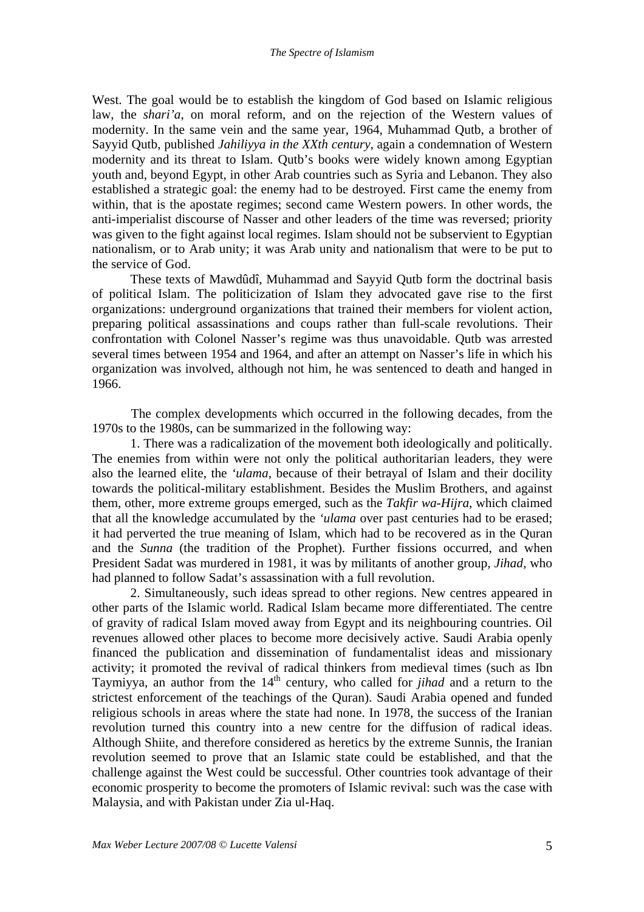West. The goal would be to establish the kingdom of God based on Islamic religious law, the *shari'a*, on moral reform, and on the rejection of the Western values of modernity. In the same vein and the same year, 1964, Muhammad Qutb, a brother of Sayyid Qutb, published *Jahiliyya in the XXth century*, again a condemnation of Western modernity and its threat to Islam. Qutb's books were widely known among Egyptian youth and, beyond Egypt, in other Arab countries such as Syria and Lebanon. They also established a strategic goal: the enemy had to be destroyed. First came the enemy from within, that is the apostate regimes; second came Western powers. In other words, the anti-imperialist discourse of Nasser and other leaders of the time was reversed; priority was given to the fight against local regimes. Islam should not be subservient to Egyptian nationalism, or to Arab unity; it was Arab unity and nationalism that were to be put to the service of God.

These texts of Mawdûdî, Muhammad and Sayyid Qutb form the doctrinal basis of political Islam. The politicization of Islam they advocated gave rise to the first organizations: underground organizations that trained their members for violent action, preparing political assassinations and coups rather than full-scale revolutions. Their confrontation with Colonel Nasser's regime was thus unavoidable. Qutb was arrested several times between 1954 and 1964, and after an attempt on Nasser's life in which his organization was involved, although not him, he was sentenced to death and hanged in 1966.

The complex developments which occurred in the following decades, from the 1970s to the 1980s, can be summarized in the following way:

1. There was a radicalization of the movement both ideologically and politically. The enemies from within were not only the political authoritarian leaders, they were also the learned elite, the *'ulama*, because of their betrayal of Islam and their docility towards the political-military establishment. Besides the Muslim Brothers, and against them, other, more extreme groups emerged, such as the *Takfir wa-Hijra*, which claimed that all the knowledge accumulated by the *'ulama* over past centuries had to be erased; it had perverted the true meaning of Islam, which had to be recovered as in the Quran and the *Sunna* (the tradition of the Prophet). Further fissions occurred, and when President Sadat was murdered in 1981, it was by militants of another group, *Jihad*, who had planned to follow Sadat's assassination with a full revolution.

2. Simultaneously, such ideas spread to other regions. New centres appeared in other parts of the Islamic world. Radical Islam became more differentiated. The centre of gravity of radical Islam moved away from Egypt and its neighbouring countries. Oil revenues allowed other places to become more decisively active. Saudi Arabia openly financed the publication and dissemination of fundamentalist ideas and missionary activity; it promoted the revival of radical thinkers from medieval times (such as Ibn Taymiyya, an author from the 14th century, who called for *jihad* and a return to the strictest enforcement of the teachings of the Quran). Saudi Arabia opened and funded religious schools in areas where the state had none. In 1978, the success of the Iranian revolution turned this country into a new centre for the diffusion of radical ideas. Although Shiite, and therefore considered as heretics by the extreme Sunnis, the Iranian revolution seemed to prove that an Islamic state could be established, and that the challenge against the West could be successful. Other countries took advantage of their economic prosperity to become the promoters of Islamic revival: such was the case with Malaysia, and with Pakistan under Zia ul-Haq.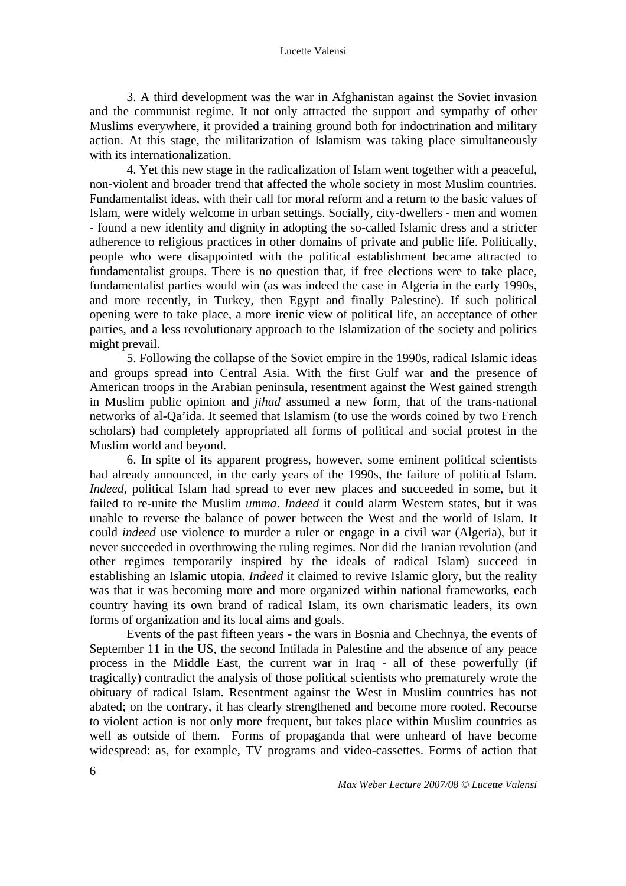3. A third development was the war in Afghanistan against the Soviet invasion and the communist regime. It not only attracted the support and sympathy of other Muslims everywhere, it provided a training ground both for indoctrination and military action. At this stage, the militarization of Islamism was taking place simultaneously with its internationalization.

4. Yet this new stage in the radicalization of Islam went together with a peaceful, non-violent and broader trend that affected the whole society in most Muslim countries. Fundamentalist ideas, with their call for moral reform and a return to the basic values of Islam, were widely welcome in urban settings. Socially, city-dwellers - men and women - found a new identity and dignity in adopting the so-called Islamic dress and a stricter adherence to religious practices in other domains of private and public life. Politically, people who were disappointed with the political establishment became attracted to fundamentalist groups. There is no question that, if free elections were to take place, fundamentalist parties would win (as was indeed the case in Algeria in the early 1990s, and more recently, in Turkey, then Egypt and finally Palestine). If such political opening were to take place, a more irenic view of political life, an acceptance of other parties, and a less revolutionary approach to the Islamization of the society and politics might prevail.

5. Following the collapse of the Soviet empire in the 1990s, radical Islamic ideas and groups spread into Central Asia. With the first Gulf war and the presence of American troops in the Arabian peninsula, resentment against the West gained strength in Muslim public opinion and *jihad* assumed a new form, that of the trans-national networks of al-Qa'ida. It seemed that Islamism (to use the words coined by two French scholars) had completely appropriated all forms of political and social protest in the Muslim world and beyond.

6. In spite of its apparent progress, however, some eminent political scientists had already announced, in the early years of the 1990s, the failure of political Islam. *Indeed,* political Islam had spread to ever new places and succeeded in some, but it failed to re-unite the Muslim *umma*. *Indeed* it could alarm Western states, but it was unable to reverse the balance of power between the West and the world of Islam. It could *indeed* use violence to murder a ruler or engage in a civil war (Algeria), but it never succeeded in overthrowing the ruling regimes. Nor did the Iranian revolution (and other regimes temporarily inspired by the ideals of radical Islam) succeed in establishing an Islamic utopia. *Indeed* it claimed to revive Islamic glory, but the reality was that it was becoming more and more organized within national frameworks, each country having its own brand of radical Islam, its own charismatic leaders, its own forms of organization and its local aims and goals.

Events of the past fifteen years - the wars in Bosnia and Chechnya, the events of September 11 in the US, the second Intifada in Palestine and the absence of any peace process in the Middle East, the current war in Iraq - all of these powerfully (if tragically) contradict the analysis of those political scientists who prematurely wrote the obituary of radical Islam. Resentment against the West in Muslim countries has not abated; on the contrary, it has clearly strengthened and become more rooted. Recourse to violent action is not only more frequent, but takes place within Muslim countries as well as outside of them. Forms of propaganda that were unheard of have become widespread: as, for example, TV programs and video-cassettes. Forms of action that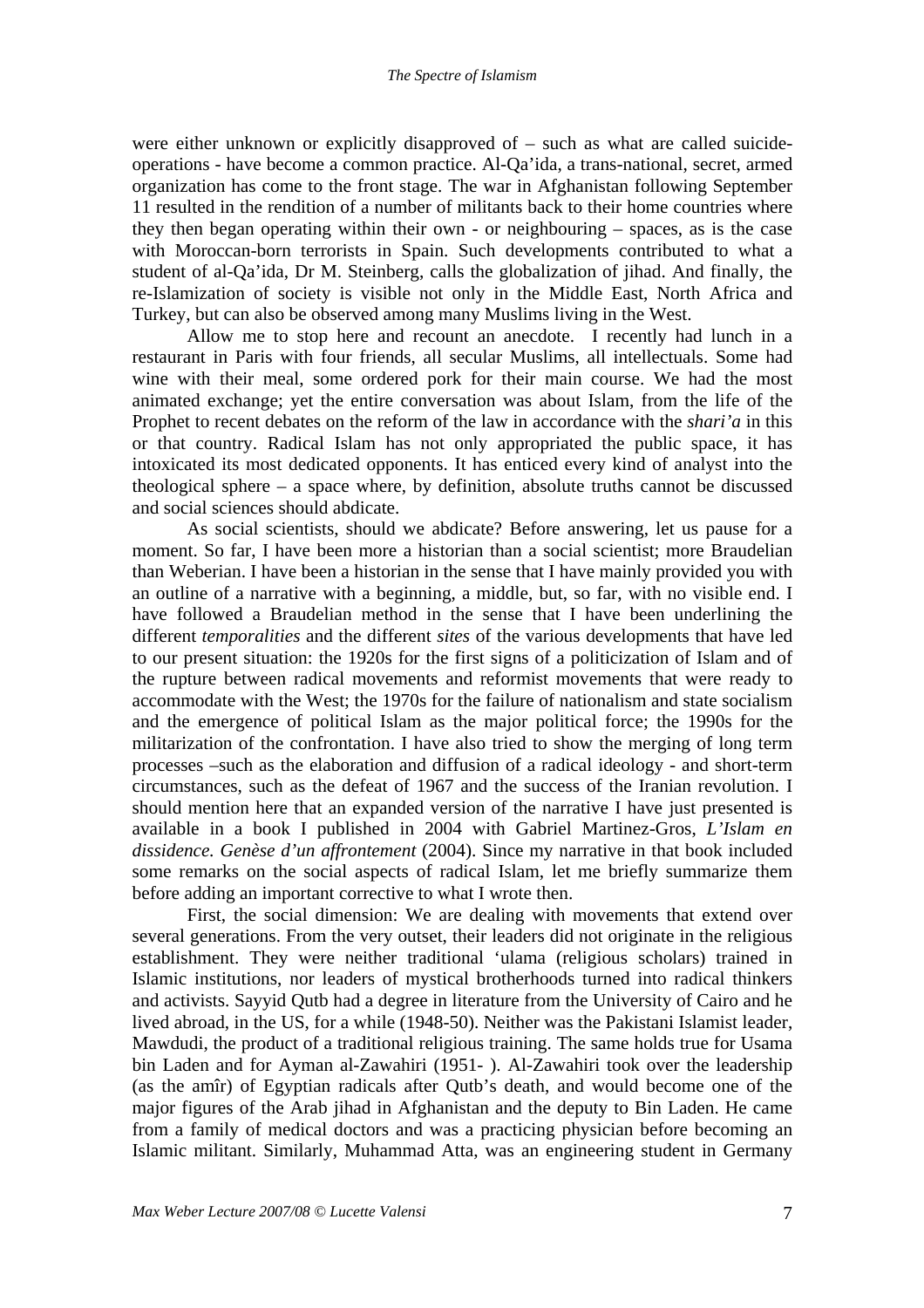were either unknown or explicitly disapproved of – such as what are called suicide-operations - have become a common practice. Al-Qa'ida, a trans-national, secret, armed organization has come to the front stage. The war in Afghanistan following September 11 resulted in the rendition of a number of militants back to their home countries where they then began operating within their own - or neighbouring – spaces, as is the case with Moroccan-born terrorists in Spain. Such developments contributed to what a student of al-Qa'ida, Dr M. Steinberg, calls the globalization of jihad. And finally, the re-Islamization of society is visible not only in the Middle East, North Africa and Turkey, but can also be observed among many Muslims living in the West.

Allow me to stop here and recount an anecdote. I recently had lunch in a restaurant in Paris with four friends, all secular Muslims, all intellectuals. Some had wine with their meal, some ordered pork for their main course. We had the most animated exchange; yet the entire conversation was about Islam, from the life of the Prophet to recent debates on the reform of the law in accordance with the *shari'a* in this or that country. Radical Islam has not only appropriated the public space, it has intoxicated its most dedicated opponents. It has enticed every kind of analyst into the theological sphere – a space where, by definition, absolute truths cannot be discussed and social sciences should abdicate.

As social scientists, should we abdicate? Before answering, let us pause for a moment. So far, I have been more a historian than a social scientist; more Braudelian than Weberian. I have been a historian in the sense that I have mainly provided you with an outline of a narrative with a beginning, a middle, but, so far, with no visible end. I have followed a Braudelian method in the sense that I have been underlining the different *temporalities* and the different *sites* of the various developments that have led to our present situation: the 1920s for the first signs of a politicization of Islam and of the rupture between radical movements and reformist movements that were ready to accommodate with the West; the 1970s for the failure of nationalism and state socialism and the emergence of political Islam as the major political force; the 1990s for the militarization of the confrontation. I have also tried to show the merging of long term processes –such as the elaboration and diffusion of a radical ideology - and short-term circumstances, such as the defeat of 1967 and the success of the Iranian revolution. I should mention here that an expanded version of the narrative I have just presented is available in a book I published in 2004 with Gabriel Martinez-Gros, *L'Islam en dissidence. Genèse d'un affrontement* (2004). Since my narrative in that book included some remarks on the social aspects of radical Islam, let me briefly summarize them before adding an important corrective to what I wrote then.

First, the social dimension: We are dealing with movements that extend over several generations. From the very outset, their leaders did not originate in the religious establishment. They were neither traditional 'ulama (religious scholars) trained in Islamic institutions, nor leaders of mystical brotherhoods turned into radical thinkers and activists. Sayyid Qutb had a degree in literature from the University of Cairo and he lived abroad, in the US, for a while (1948-50). Neither was the Pakistani Islamist leader, Mawdudi, the product of a traditional religious training. The same holds true for Usama bin Laden and for Ayman al-Zawahiri (1951- ). Al-Zawahiri took over the leadership (as the amîr) of Egyptian radicals after Qutb's death, and would become one of the major figures of the Arab jihad in Afghanistan and the deputy to Bin Laden. He came from a family of medical doctors and was a practicing physician before becoming an Islamic militant. Similarly, Muhammad Atta, was an engineering student in Germany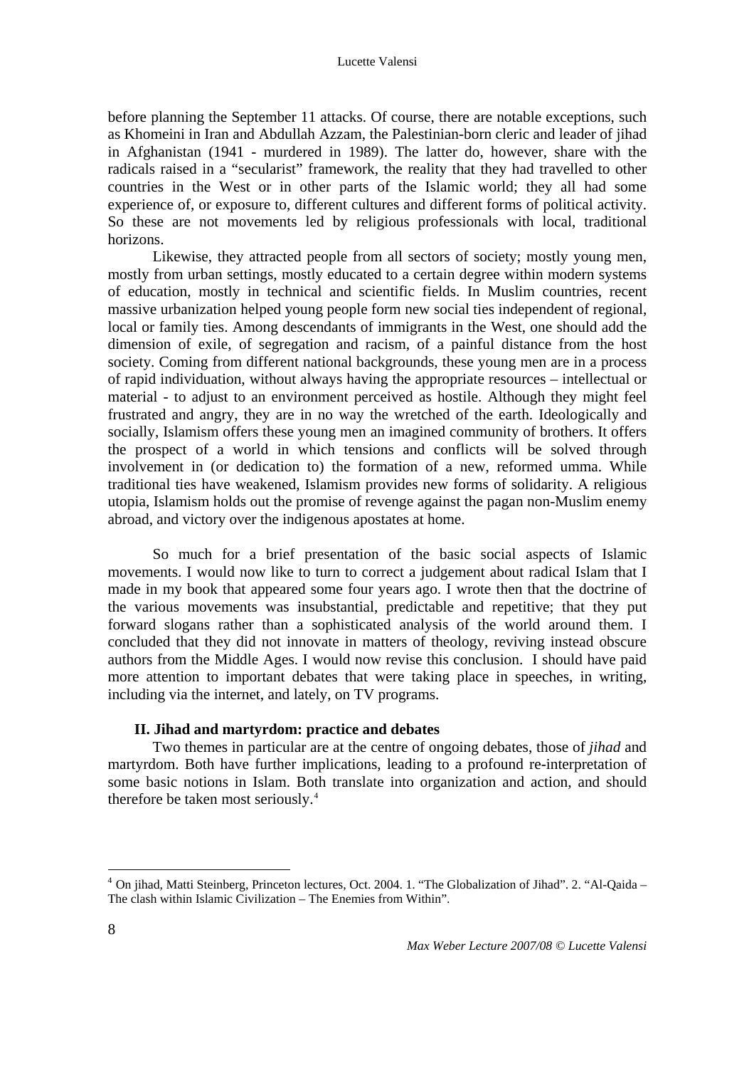before planning the September 11 attacks. Of course, there are notable exceptions, such as Khomeini in Iran and Abdullah Azzam, the Palestinian-born cleric and leader of jihad in Afghanistan (1941 - murdered in 1989). The latter do, however, share with the radicals raised in a "secularist" framework, the reality that they had travelled to other countries in the West or in other parts of the Islamic world; they all had some experience of, or exposure to, different cultures and different forms of political activity. So these are not movements led by religious professionals with local, traditional horizons.

Likewise, they attracted people from all sectors of society; mostly young men, mostly from urban settings, mostly educated to a certain degree within modern systems of education, mostly in technical and scientific fields. In Muslim countries, recent massive urbanization helped young people form new social ties independent of regional, local or family ties. Among descendants of immigrants in the West, one should add the dimension of exile, of segregation and racism, of a painful distance from the host society. Coming from different national backgrounds, these young men are in a process of rapid individuation, without always having the appropriate resources – intellectual or material - to adjust to an environment perceived as hostile. Although they might feel frustrated and angry, they are in no way the wretched of the earth. Ideologically and socially, Islamism offers these young men an imagined community of brothers. It offers the prospect of a world in which tensions and conflicts will be solved through involvement in (or dedication to) the formation of a new, reformed umma. While traditional ties have weakened, Islamism provides new forms of solidarity. A religious utopia, Islamism holds out the promise of revenge against the pagan non-Muslim enemy abroad, and victory over the indigenous apostates at home.

So much for a brief presentation of the basic social aspects of Islamic movements. I would now like to turn to correct a judgement about radical Islam that I made in my book that appeared some four years ago. I wrote then that the doctrine of the various movements was insubstantial, predictable and repetitive; that they put forward slogans rather than a sophisticated analysis of the world around them. I concluded that they did not innovate in matters of theology, reviving instead obscure authors from the Middle Ages. I would now revise this conclusion. I should have paid more attention to important debates that were taking place in speeches, in writing, including via the internet, and lately, on TV programs.

## II. Jihad and martyrdom: practice and debates

Two themes in particular are at the centre of ongoing debates, those of *jihad* and martyrdom. Both have further implications, leading to a profound re-interpretation of some basic notions in Islam. Both translate into organization and action, and should therefore be taken most seriously.[4]

---

[4] On jihad, Matti Steinberg, Princeton lectures, Oct. 2004. 1. "The Globalization of Jihad". 2. "Al-Qaida – The clash within Islamic Civilization – The Enemies from Within".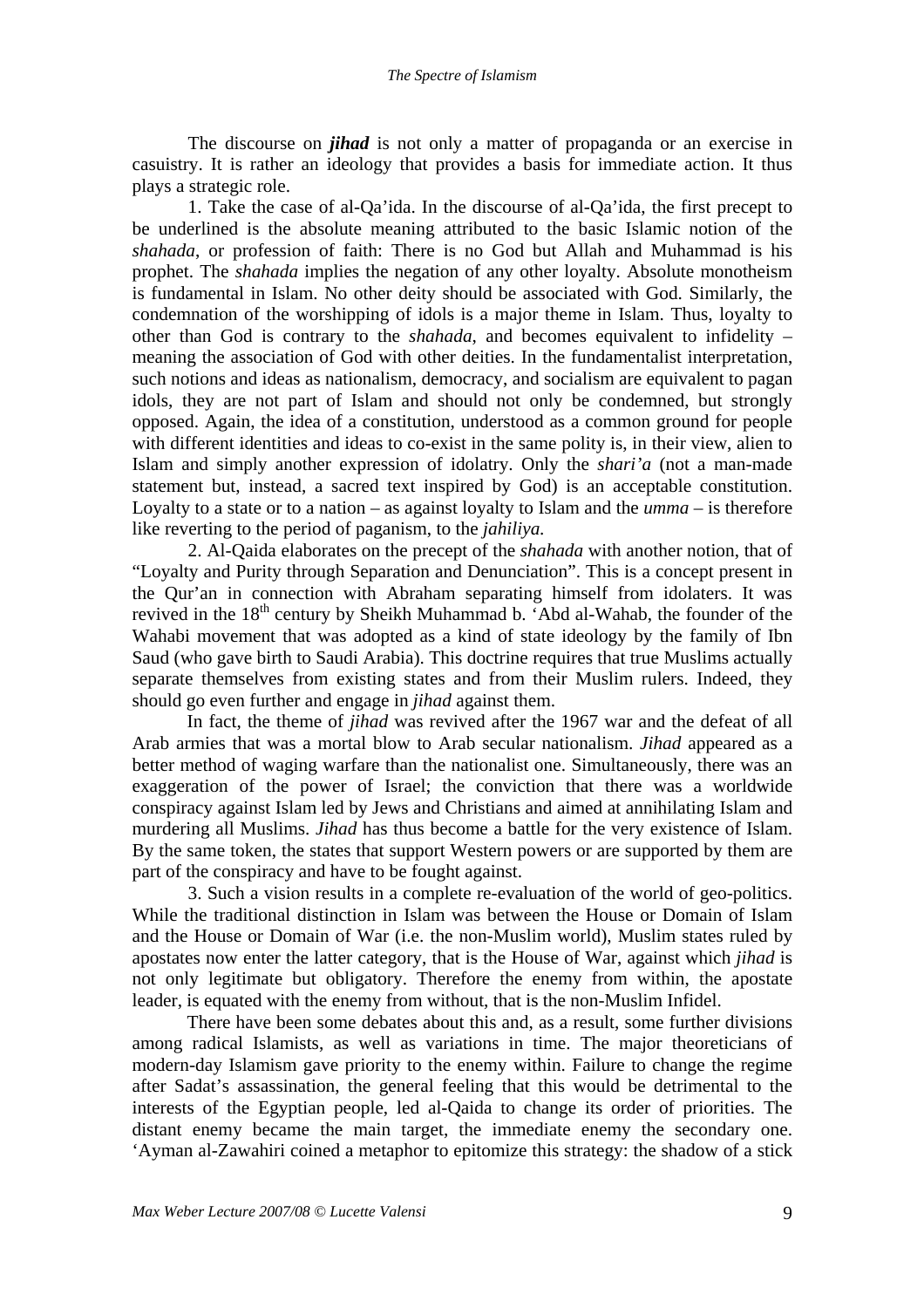The discourse on ***jihad*** is not only a matter of propaganda or an exercise in casuistry. It is rather an ideology that provides a basis for immediate action. It thus plays a strategic role.

1. Take the case of al-Qa'ida. In the discourse of al-Qa'ida, the first precept to be underlined is the absolute meaning attributed to the basic Islamic notion of the *shahada*, or profession of faith: There is no God but Allah and Muhammad is his prophet. The *shahada* implies the negation of any other loyalty. Absolute monotheism is fundamental in Islam. No other deity should be associated with God. Similarly, the condemnation of the worshipping of idols is a major theme in Islam. Thus, loyalty to other than God is contrary to the *shahada*, and becomes equivalent to infidelity – meaning the association of God with other deities. In the fundamentalist interpretation, such notions and ideas as nationalism, democracy, and socialism are equivalent to pagan idols, they are not part of Islam and should not only be condemned, but strongly opposed. Again, the idea of a constitution, understood as a common ground for people with different identities and ideas to co-exist in the same polity is, in their view, alien to Islam and simply another expression of idolatry. Only the *shari'a* (not a man-made statement but, instead, a sacred text inspired by God) is an acceptable constitution. Loyalty to a state or to a nation – as against loyalty to Islam and the *umma* – is therefore like reverting to the period of paganism, to the *jahiliya*.

2. Al-Qaida elaborates on the precept of the *shahada* with another notion, that of "Loyalty and Purity through Separation and Denunciation". This is a concept present in the Qur'an in connection with Abraham separating himself from idolaters. It was revived in the 18th century by Sheikh Muhammad b. 'Abd al-Wahab, the founder of the Wahabi movement that was adopted as a kind of state ideology by the family of Ibn Saud (who gave birth to Saudi Arabia). This doctrine requires that true Muslims actually separate themselves from existing states and from their Muslim rulers. Indeed, they should go even further and engage in *jihad* against them.

In fact, the theme of *jihad* was revived after the 1967 war and the defeat of all Arab armies that was a mortal blow to Arab secular nationalism. *Jihad* appeared as a better method of waging warfare than the nationalist one. Simultaneously, there was an exaggeration of the power of Israel; the conviction that there was a worldwide conspiracy against Islam led by Jews and Christians and aimed at annihilating Islam and murdering all Muslims. *Jihad* has thus become a battle for the very existence of Islam. By the same token, the states that support Western powers or are supported by them are part of the conspiracy and have to be fought against.

3. Such a vision results in a complete re-evaluation of the world of geo-politics. While the traditional distinction in Islam was between the House or Domain of Islam and the House or Domain of War (i.e. the non-Muslim world), Muslim states ruled by apostates now enter the latter category, that is the House of War, against which *jihad* is not only legitimate but obligatory. Therefore the enemy from within, the apostate leader, is equated with the enemy from without, that is the non-Muslim Infidel.

There have been some debates about this and, as a result, some further divisions among radical Islamists, as well as variations in time. The major theoreticians of modern-day Islamism gave priority to the enemy within. Failure to change the regime after Sadat's assassination, the general feeling that this would be detrimental to the interests of the Egyptian people, led al-Qaida to change its order of priorities. The distant enemy became the main target, the immediate enemy the secondary one. 'Ayman al-Zawahiri coined a metaphor to epitomize this strategy: the shadow of a stick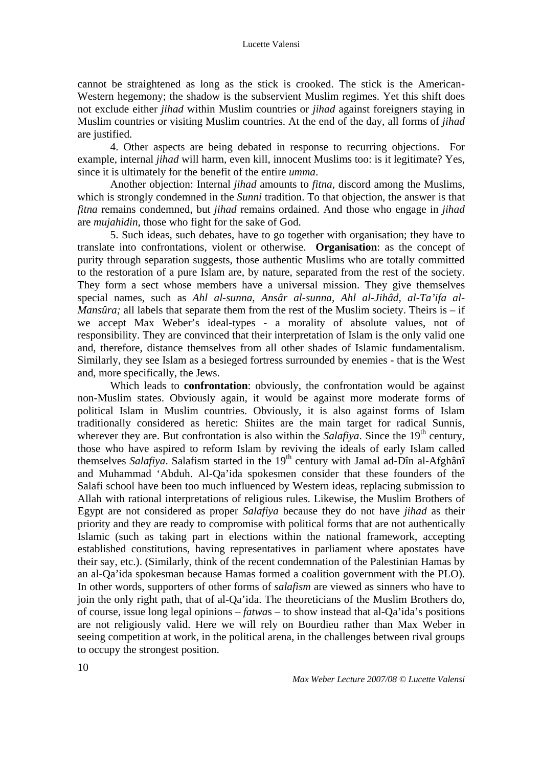cannot be straightened as long as the stick is crooked. The stick is the American-Western hegemony; the shadow is the subservient Muslim regimes. Yet this shift does not exclude either *jihad* within Muslim countries or *jihad* against foreigners staying in Muslim countries or visiting Muslim countries. At the end of the day, all forms of *jihad* are justified.

4. Other aspects are being debated in response to recurring objections. For example, internal *jihad* will harm, even kill, innocent Muslims too: is it legitimate? Yes, since it is ultimately for the benefit of the entire *umma*.

Another objection: Internal *jihad* amounts to *fitna*, discord among the Muslims, which is strongly condemned in the *Sunni* tradition. To that objection, the answer is that *fitna* remains condemned, but *jihad* remains ordained. And those who engage in *jihad* are *mujahidin*, those who fight for the sake of God.

5. Such ideas, such debates, have to go together with organisation; they have to translate into confrontations, violent or otherwise. **Organisation**: as the concept of purity through separation suggests, those authentic Muslims who are totally committed to the restoration of a pure Islam are, by nature, separated from the rest of the society. They form a sect whose members have a universal mission. They give themselves special names, such as *Ahl al-sunna*, *Ansâr al-sunna*, *Ahl al-Jihâd*, *al-Ta'ifa al-Mansûra;* all labels that separate them from the rest of the Muslim society. Theirs is – if we accept Max Weber's ideal-types - a morality of absolute values, not of responsibility. They are convinced that their interpretation of Islam is the only valid one and, therefore, distance themselves from all other shades of Islamic fundamentalism. Similarly, they see Islam as a besieged fortress surrounded by enemies - that is the West and, more specifically, the Jews.

Which leads to **confrontation**: obviously, the confrontation would be against non-Muslim states. Obviously again, it would be against more moderate forms of political Islam in Muslim countries. Obviously, it is also against forms of Islam traditionally considered as heretic: Shiites are the main target for radical Sunnis, wherever they are. But confrontation is also within the *Salafiya*. Since the 19th century, those who have aspired to reform Islam by reviving the ideals of early Islam called themselves *Salafiya*. Salafism started in the 19th century with Jamal ad-Dîn al-Afghânî and Muhammad 'Abduh. Al-Qa'ida spokesmen consider that these founders of the Salafi school have been too much influenced by Western ideas, replacing submission to Allah with rational interpretations of religious rules. Likewise, the Muslim Brothers of Egypt are not considered as proper *Salafiya* because they do not have *jihad* as their priority and they are ready to compromise with political forms that are not authentically Islamic (such as taking part in elections within the national framework, accepting established constitutions, having representatives in parliament where apostates have their say, etc.). (Similarly, think of the recent condemnation of the Palestinian Hamas by an al-Qa'ida spokesman because Hamas formed a coalition government with the PLO). In other words, supporters of other forms of *salafism* are viewed as sinners who have to join the only right path, that of al-Qa'ida. The theoreticians of the Muslim Brothers do, of course, issue long legal opinions – *fatwa*s – to show instead that al-Qa'ida's positions are not religiously valid. Here we will rely on Bourdieu rather than Max Weber in seeing competition at work, in the political arena, in the challenges between rival groups to occupy the strongest position.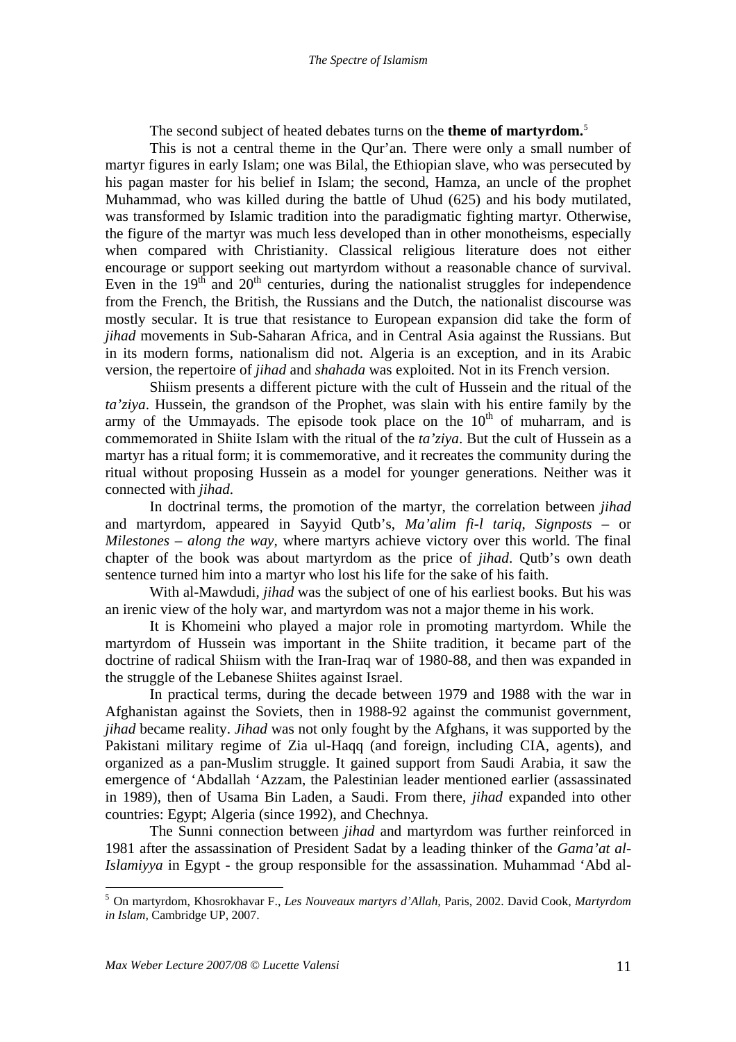The second subject of heated debates turns on the **theme of martyrdom.**[5]

This is not a central theme in the Qur'an. There were only a small number of martyr figures in early Islam; one was Bilal, the Ethiopian slave, who was persecuted by his pagan master for his belief in Islam; the second, Hamza, an uncle of the prophet Muhammad, who was killed during the battle of Uhud (625) and his body mutilated, was transformed by Islamic tradition into the paradigmatic fighting martyr. Otherwise, the figure of the martyr was much less developed than in other monotheisms, especially when compared with Christianity. Classical religious literature does not either encourage or support seeking out martyrdom without a reasonable chance of survival. Even in the 19th and 20th centuries, during the nationalist struggles for independence from the French, the British, the Russians and the Dutch, the nationalist discourse was mostly secular. It is true that resistance to European expansion did take the form of *jihad* movements in Sub-Saharan Africa, and in Central Asia against the Russians. But in its modern forms, nationalism did not. Algeria is an exception, and in its Arabic version, the repertoire of *jihad* and *shahada* was exploited. Not in its French version.

Shiism presents a different picture with the cult of Hussein and the ritual of the *ta'ziya*. Hussein, the grandson of the Prophet, was slain with his entire family by the army of the Ummayads. The episode took place on the 10th of muharram, and is commemorated in Shiite Islam with the ritual of the *ta'ziya*. But the cult of Hussein as a martyr has a ritual form; it is commemorative, and it recreates the community during the ritual without proposing Hussein as a model for younger generations. Neither was it connected with *jihad*.

In doctrinal terms, the promotion of the martyr, the correlation between *jihad* and martyrdom, appeared in Sayyid Qutb's, *Ma'alim fi-l tariq*, *Signposts* – or *Milestones – along the way*, where martyrs achieve victory over this world. The final chapter of the book was about martyrdom as the price of *jihad*. Qutb's own death sentence turned him into a martyr who lost his life for the sake of his faith.

With al-Mawdudi, *jihad* was the subject of one of his earliest books. But his was an irenic view of the holy war, and martyrdom was not a major theme in his work.

It is Khomeini who played a major role in promoting martyrdom. While the martyrdom of Hussein was important in the Shiite tradition, it became part of the doctrine of radical Shiism with the Iran-Iraq war of 1980-88, and then was expanded in the struggle of the Lebanese Shiites against Israel.

In practical terms, during the decade between 1979 and 1988 with the war in Afghanistan against the Soviets, then in 1988-92 against the communist government, *jihad* became reality. *Jihad* was not only fought by the Afghans, it was supported by the Pakistani military regime of Zia ul-Haqq (and foreign, including CIA, agents), and organized as a pan-Muslim struggle. It gained support from Saudi Arabia, it saw the emergence of 'Abdallah 'Azzam, the Palestinian leader mentioned earlier (assassinated in 1989), then of Usama Bin Laden, a Saudi. From there, *jihad* expanded into other countries: Egypt; Algeria (since 1992), and Chechnya.

The Sunni connection between *jihad* and martyrdom was further reinforced in 1981 after the assassination of President Sadat by a leading thinker of the *Gama'at al-Islamiyya* in Egypt - the group responsible for the assassination. Muhammad 'Abd al-

---

[5] On martyrdom, Khosrokhavar F., *Les Nouveaux martyrs d'Allah*, Paris, 2002. David Cook, *Martyrdom in Islam*, Cambridge UP, 2007.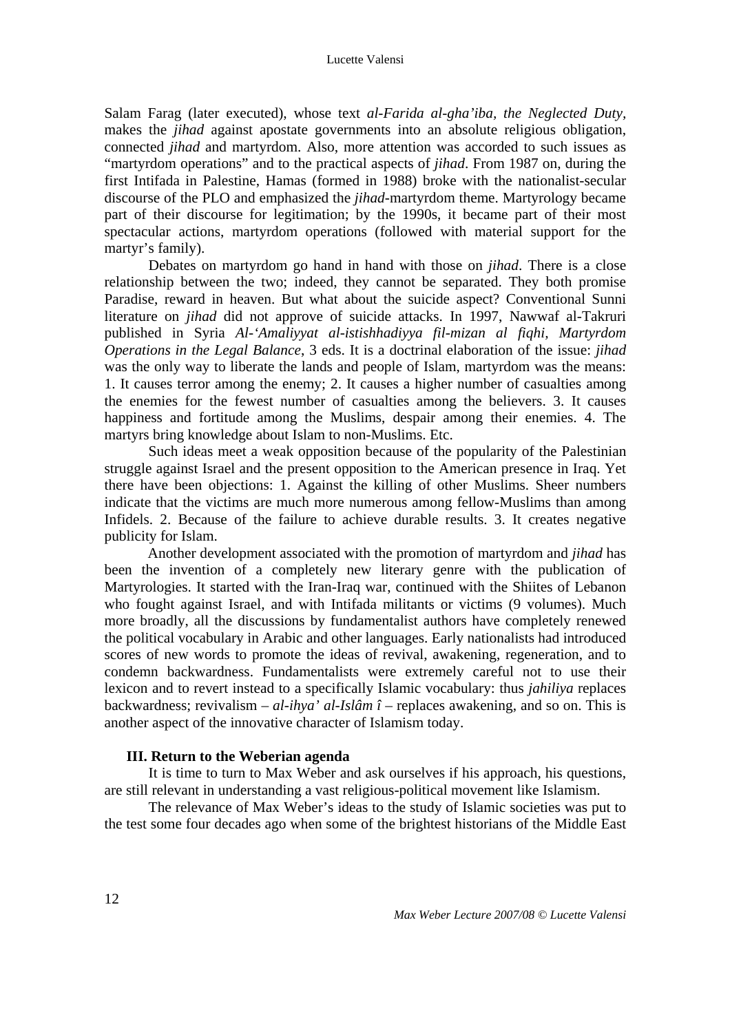Salam Farag (later executed), whose text *al-Farida al-gha'iba*, *the Neglected Duty*, makes the *jihad* against apostate governments into an absolute religious obligation, connected *jihad* and martyrdom. Also, more attention was accorded to such issues as "martyrdom operations" and to the practical aspects of *jihad*. From 1987 on, during the first Intifada in Palestine, Hamas (formed in 1988) broke with the nationalist-secular discourse of the PLO and emphasized the *jihad*-martyrdom theme. Martyrology became part of their discourse for legitimation; by the 1990s, it became part of their most spectacular actions, martyrdom operations (followed with material support for the martyr's family).

Debates on martyrdom go hand in hand with those on *jihad*. There is a close relationship between the two; indeed, they cannot be separated. They both promise Paradise, reward in heaven. But what about the suicide aspect? Conventional Sunni literature on *jihad* did not approve of suicide attacks. In 1997, Nawwaf al-Takruri published in Syria *Al-'Amaliyyat al-istishhadiyya fil-mizan al fiqhi, Martyrdom Operations in the Legal Balance*, 3 eds. It is a doctrinal elaboration of the issue: *jihad* was the only way to liberate the lands and people of Islam, martyrdom was the means: 1. It causes terror among the enemy; 2. It causes a higher number of casualties among the enemies for the fewest number of casualties among the believers. 3. It causes happiness and fortitude among the Muslims, despair among their enemies. 4. The martyrs bring knowledge about Islam to non-Muslims. Etc.

Such ideas meet a weak opposition because of the popularity of the Palestinian struggle against Israel and the present opposition to the American presence in Iraq. Yet there have been objections: 1. Against the killing of other Muslims. Sheer numbers indicate that the victims are much more numerous among fellow-Muslims than among Infidels. 2. Because of the failure to achieve durable results. 3. It creates negative publicity for Islam.

Another development associated with the promotion of martyrdom and *jihad* has been the invention of a completely new literary genre with the publication of Martyrologies. It started with the Iran-Iraq war, continued with the Shiites of Lebanon who fought against Israel, and with Intifada militants or victims (9 volumes). Much more broadly, all the discussions by fundamentalist authors have completely renewed the political vocabulary in Arabic and other languages. Early nationalists had introduced scores of new words to promote the ideas of revival, awakening, regeneration, and to condemn backwardness. Fundamentalists were extremely careful not to use their lexicon and to revert instead to a specifically Islamic vocabulary: thus *jahiliya* replaces backwardness; revivalism – *al-ihya' al-Islâm î* – replaces awakening, and so on. This is another aspect of the innovative character of Islamism today.

### III. Return to the Weberian agenda

It is time to turn to Max Weber and ask ourselves if his approach, his questions, are still relevant in understanding a vast religious-political movement like Islamism.

The relevance of Max Weber's ideas to the study of Islamic societies was put to the test some four decades ago when some of the brightest historians of the Middle East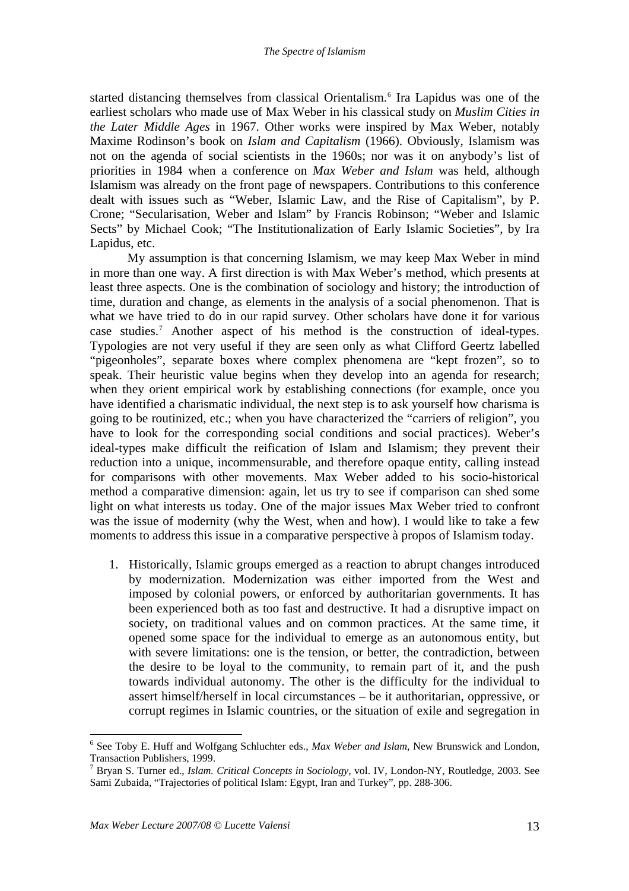started distancing themselves from classical Orientalism.[6] Ira Lapidus was one of the earliest scholars who made use of Max Weber in his classical study on *Muslim Cities in the Later Middle Ages* in 1967. Other works were inspired by Max Weber, notably Maxime Rodinson's book on *Islam and Capitalism* (1966). Obviously, Islamism was not on the agenda of social scientists in the 1960s; nor was it on anybody's list of priorities in 1984 when a conference on *Max Weber and Islam* was held, although Islamism was already on the front page of newspapers. Contributions to this conference dealt with issues such as "Weber, Islamic Law, and the Rise of Capitalism", by P. Crone; "Secularisation, Weber and Islam" by Francis Robinson; "Weber and Islamic Sects" by Michael Cook; "The Institutionalization of Early Islamic Societies", by Ira Lapidus, etc.

My assumption is that concerning Islamism, we may keep Max Weber in mind in more than one way. A first direction is with Max Weber's method, which presents at least three aspects. One is the combination of sociology and history; the introduction of time, duration and change, as elements in the analysis of a social phenomenon. That is what we have tried to do in our rapid survey. Other scholars have done it for various case studies.[7] Another aspect of his method is the construction of ideal-types. Typologies are not very useful if they are seen only as what Clifford Geertz labelled "pigeonholes", separate boxes where complex phenomena are "kept frozen", so to speak. Their heuristic value begins when they develop into an agenda for research; when they orient empirical work by establishing connections (for example, once you have identified a charismatic individual, the next step is to ask yourself how charisma is going to be routinized, etc.; when you have characterized the "carriers of religion", you have to look for the corresponding social conditions and social practices). Weber's ideal-types make difficult the reification of Islam and Islamism; they prevent their reduction into a unique, incommensurable, and therefore opaque entity, calling instead for comparisons with other movements. Max Weber added to his socio-historical method a comparative dimension: again, let us try to see if comparison can shed some light on what interests us today. One of the major issues Max Weber tried to confront was the issue of modernity (why the West, when and how). I would like to take a few moments to address this issue in a comparative perspective à propos of Islamism today.

1. Historically, Islamic groups emerged as a reaction to abrupt changes introduced by modernization. Modernization was either imported from the West and imposed by colonial powers, or enforced by authoritarian governments. It has been experienced both as too fast and destructive. It had a disruptive impact on society, on traditional values and on common practices. At the same time, it opened some space for the individual to emerge as an autonomous entity, but with severe limitations: one is the tension, or better, the contradiction, between the desire to be loyal to the community, to remain part of it, and the push towards individual autonomy. The other is the difficulty for the individual to assert himself/herself in local circumstances – be it authoritarian, oppressive, or corrupt regimes in Islamic countries, or the situation of exile and segregation in

[6] See Toby E. Huff and Wolfgang Schluchter eds., *Max Weber and Islam*, New Brunswick and London, Transaction Publishers, 1999.

[7] Bryan S. Turner ed., *Islam. Critical Concepts in Sociology*, vol. IV, London-NY, Routledge, 2003. See Sami Zubaida, "Trajectories of political Islam: Egypt, Iran and Turkey", pp. 288-306.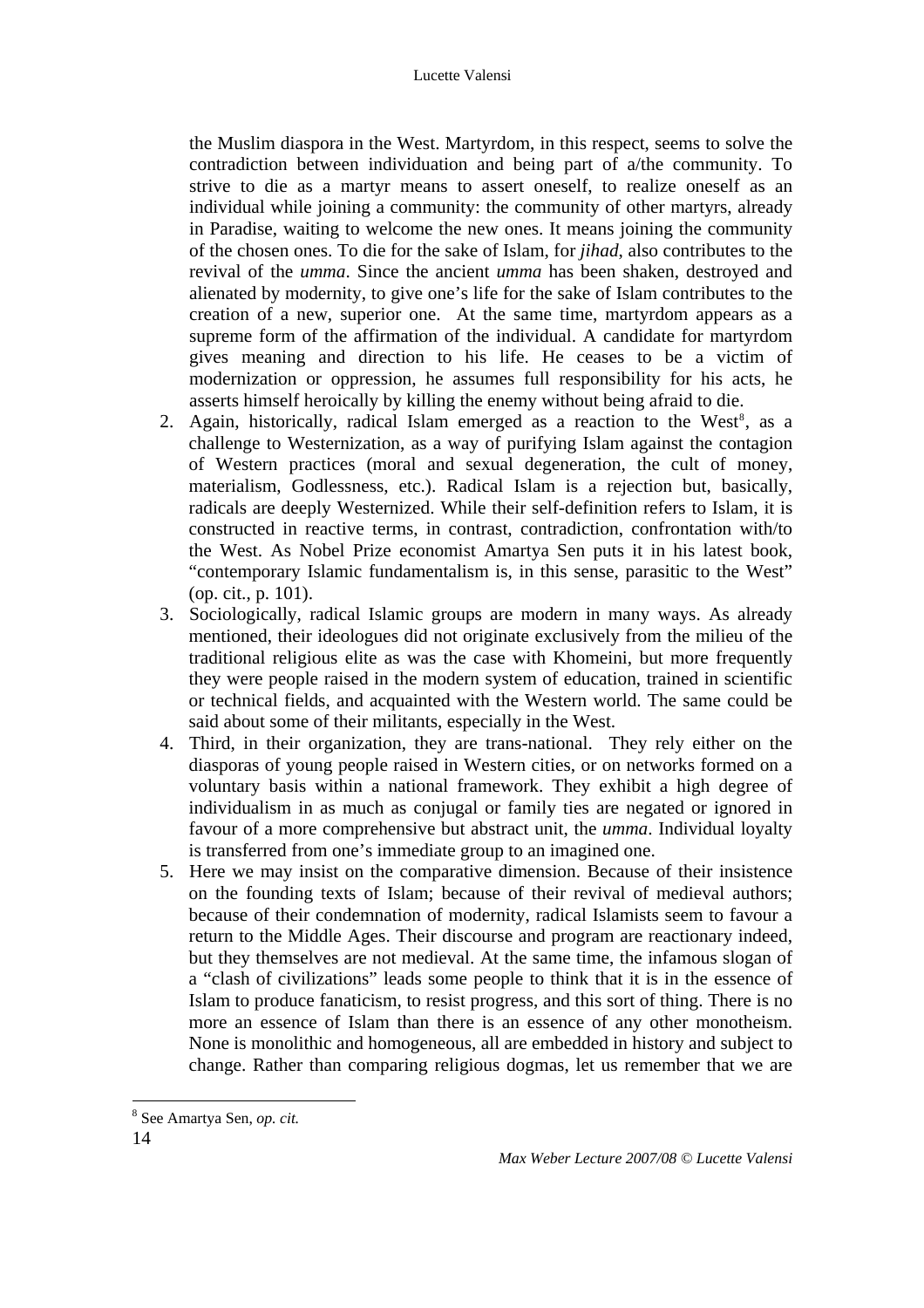the Muslim diaspora in the West. Martyrdom, in this respect, seems to solve the contradiction between individuation and being part of a/the community. To strive to die as a martyr means to assert oneself, to realize oneself as an individual while joining a community: the community of other martyrs, already in Paradise, waiting to welcome the new ones. It means joining the community of the chosen ones. To die for the sake of Islam, for *jihad*, also contributes to the revival of the *umma*. Since the ancient *umma* has been shaken, destroyed and alienated by modernity, to give one's life for the sake of Islam contributes to the creation of a new, superior one. At the same time, martyrdom appears as a supreme form of the affirmation of the individual. A candidate for martyrdom gives meaning and direction to his life. He ceases to be a victim of modernization or oppression, he assumes full responsibility for his acts, he asserts himself heroically by killing the enemy without being afraid to die.

2. Again, historically, radical Islam emerged as a reaction to the West[8], as a challenge to Westernization, as a way of purifying Islam against the contagion of Western practices (moral and sexual degeneration, the cult of money, materialism, Godlessness, etc.). Radical Islam is a rejection but, basically, radicals are deeply Westernized. While their self-definition refers to Islam, it is constructed in reactive terms, in contrast, contradiction, confrontation with/to the West. As Nobel Prize economist Amartya Sen puts it in his latest book, "contemporary Islamic fundamentalism is, in this sense, parasitic to the West" (op. cit., p. 101).
3. Sociologically, radical Islamic groups are modern in many ways. As already mentioned, their ideologues did not originate exclusively from the milieu of the traditional religious elite as was the case with Khomeini, but more frequently they were people raised in the modern system of education, trained in scientific or technical fields, and acquainted with the Western world. The same could be said about some of their militants, especially in the West.
4. Third, in their organization, they are trans-national. They rely either on the diasporas of young people raised in Western cities, or on networks formed on a voluntary basis within a national framework. They exhibit a high degree of individualism in as much as conjugal or family ties are negated or ignored in favour of a more comprehensive but abstract unit, the *umma*. Individual loyalty is transferred from one's immediate group to an imagined one.
5. Here we may insist on the comparative dimension. Because of their insistence on the founding texts of Islam; because of their revival of medieval authors; because of their condemnation of modernity, radical Islamists seem to favour a return to the Middle Ages. Their discourse and program are reactionary indeed, but they themselves are not medieval. At the same time, the infamous slogan of a "clash of civilizations" leads some people to think that it is in the essence of Islam to produce fanaticism, to resist progress, and this sort of thing. There is no more an essence of Islam than there is an essence of any other monotheism. None is monolithic and homogeneous, all are embedded in history and subject to change. Rather than comparing religious dogmas, let us remember that we are

[8] See Amartya Sen, *op. cit.*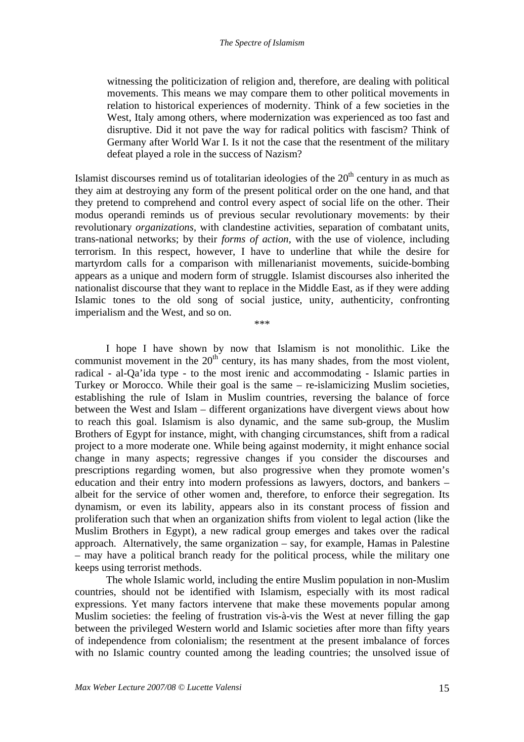> witnessing the politicization of religion and, therefore, are dealing with political movements. This means we may compare them to other political movements in relation to historical experiences of modernity. Think of a few societies in the West, Italy among others, where modernization was experienced as too fast and disruptive. Did it not pave the way for radical politics with fascism? Think of Germany after World War I. Is it not the case that the resentment of the military defeat played a role in the success of Nazism?

Islamist discourses remind us of totalitarian ideologies of the 20th century in as much as they aim at destroying any form of the present political order on the one hand, and that they pretend to comprehend and control every aspect of social life on the other. Their modus operandi reminds us of previous secular revolutionary movements: by their revolutionary *organizations*, with clandestine activities, separation of combatant units, trans-national networks; by their *forms of action*, with the use of violence, including terrorism. In this respect, however, I have to underline that while the desire for martyrdom calls for a comparison with millenarianist movements, suicide-bombing appears as a unique and modern form of struggle. Islamist discourses also inherited the nationalist discourse that they want to replace in the Middle East, as if they were adding Islamic tones to the old song of social justice, unity, authenticity, confronting imperialism and the West, and so on.

\*\*\*

I hope I have shown by now that Islamism is not monolithic. Like the communist movement in the 20th century, its has many shades, from the most violent, radical - al-Qa'ida type - to the most irenic and accommodating - Islamic parties in Turkey or Morocco. While their goal is the same – re-islamicizing Muslim societies, establishing the rule of Islam in Muslim countries, reversing the balance of force between the West and Islam – different organizations have divergent views about how to reach this goal. Islamism is also dynamic, and the same sub-group, the Muslim Brothers of Egypt for instance, might, with changing circumstances, shift from a radical project to a more moderate one. While being against modernity, it might enhance social change in many aspects; regressive changes if you consider the discourses and prescriptions regarding women, but also progressive when they promote women's education and their entry into modern professions as lawyers, doctors, and bankers – albeit for the service of other women and, therefore, to enforce their segregation. Its dynamism, or even its lability, appears also in its constant process of fission and proliferation such that when an organization shifts from violent to legal action (like the Muslim Brothers in Egypt), a new radical group emerges and takes over the radical approach. Alternatively, the same organization – say, for example, Hamas in Palestine – may have a political branch ready for the political process, while the military one keeps using terrorist methods.

The whole Islamic world, including the entire Muslim population in non-Muslim countries, should not be identified with Islamism, especially with its most radical expressions. Yet many factors intervene that make these movements popular among Muslim societies: the feeling of frustration vis-à-vis the West at never filling the gap between the privileged Western world and Islamic societies after more than fifty years of independence from colonialism; the resentment at the present imbalance of forces with no Islamic country counted among the leading countries; the unsolved issue of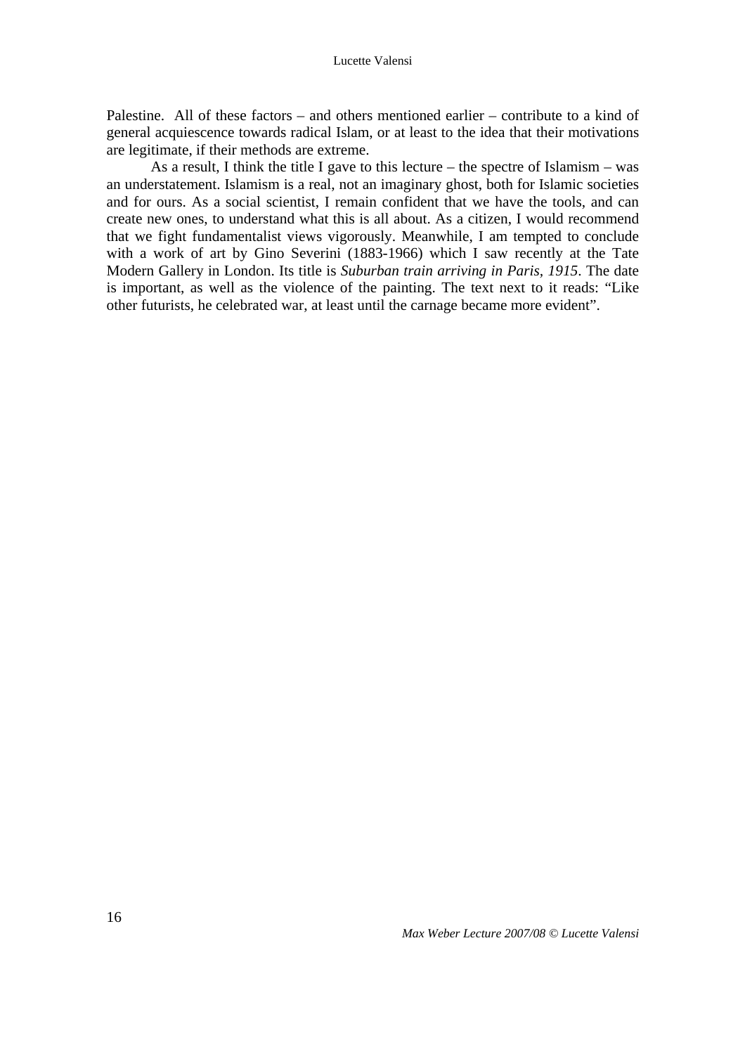Palestine. All of these factors – and others mentioned earlier – contribute to a kind of general acquiescence towards radical Islam, or at least to the idea that their motivations are legitimate, if their methods are extreme.

As a result, I think the title I gave to this lecture – the spectre of Islamism – was an understatement. Islamism is a real, not an imaginary ghost, both for Islamic societies and for ours. As a social scientist, I remain confident that we have the tools, and can create new ones, to understand what this is all about. As a citizen, I would recommend that we fight fundamentalist views vigorously. Meanwhile, I am tempted to conclude with a work of art by Gino Severini (1883-1966) which I saw recently at the Tate Modern Gallery in London. Its title is *Suburban train arriving in Paris, 1915*. The date is important, as well as the violence of the painting. The text next to it reads: "Like other futurists, he celebrated war, at least until the carnage became more evident".